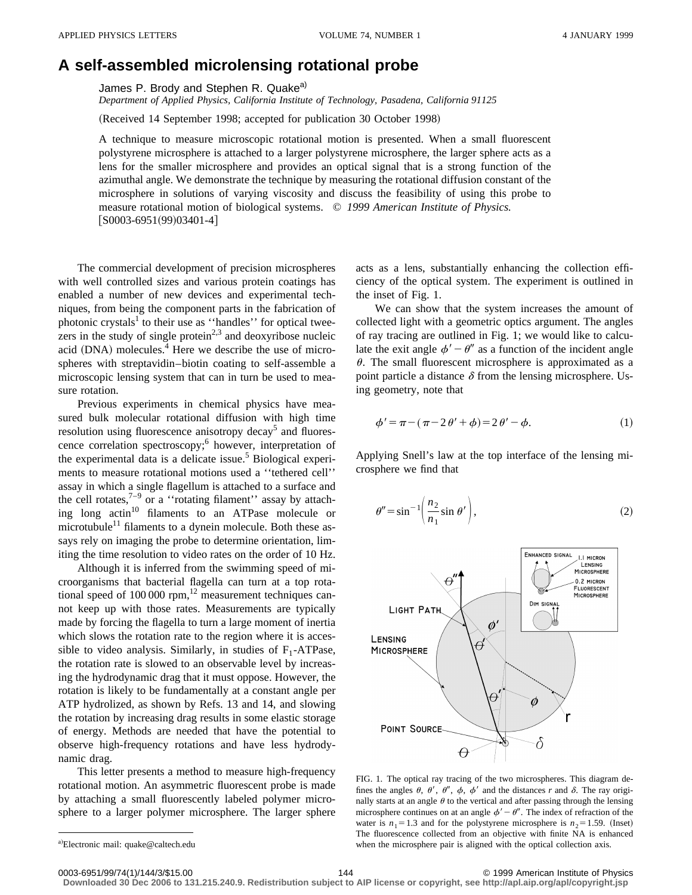# A self-assembled microlensing rotational probe

James P. Brody and Stephen R. Quake[a]

*Department of Applied Physics, California Institute of Technology, Pasadena, California 91125*

(Received 14 September 1998; accepted for publication 30 October 1998)

A technique to measure microscopic rotational motion is presented. When a small fluorescent polystyrene microsphere is attached to a larger polystyrene microsphere, the larger sphere acts as a lens for the smaller microsphere and provides an optical signal that is a strong function of the azimuthal angle. We demonstrate the technique by measuring the rotational diffusion constant of the microsphere in solutions of varying viscosity and discuss the feasibility of using this probe to measure rotational motion of biological systems. © *1999 American Institute of Physics.* [S0003-6951(99)03401-4]

The commercial development of precision microspheres with well controlled sizes and various protein coatings has enabled a number of new devices and experimental techniques, from being the component parts in the fabrication of photonic crystals[1] to their use as ''handles'' for optical tweezers in the study of single protein[2,3] and deoxyribose nucleic acid (DNA) molecules.[4] Here we describe the use of microspheres with streptavidin–biotin coating to self-assemble a microscopic lensing system that can in turn be used to measure rotation.

Previous experiments in chemical physics have measured bulk molecular rotational diffusion with high time resolution using fluorescence anisotropy decay[5] and fluorescence correlation spectroscopy;[6] however, interpretation of the experimental data is a delicate issue.[5] Biological experiments to measure rotational motions used a ''tethered cell'' assay in which a single flagellum is attached to a surface and the cell rotates,[7–9] or a ''rotating filament'' assay by attaching long actin[10] filaments to an ATPase molecule or microtubule[11] filaments to a dynein molecule. Both these assays rely on imaging the probe to determine orientation, limiting the time resolution to video rates on the order of 10 Hz.

Although it is inferred from the swimming speed of microorganisms that bacterial flagella can turn at a top rotational speed of 100 000 rpm,[12] measurement techniques cannot keep up with those rates. Measurements are typically made by forcing the flagella to turn a large moment of inertia which slows the rotation rate to the region where it is accessible to video analysis. Similarly, in studies of $F_1$-ATPase, the rotation rate is slowed to an observable level by increasing the hydrodynamic drag that it must oppose. However, the rotation is likely to be fundamentally at a constant angle per ATP hydrolized, as shown by Refs. 13 and 14, and slowing the rotation by increasing drag results in some elastic storage of energy. Methods are needed that have the potential to observe high-frequency rotations and have less hydrodynamic drag.

This letter presents a method to measure high-frequency rotational motion. An asymmetric fluorescent probe is made by attaching a small fluorescently labeled polymer microsphere to a larger polymer microsphere. The larger sphere acts as a lens, substantially enhancing the collection efficiency of the optical system. The experiment is outlined in the inset of Fig. 1.

We can show that the system increases the amount of collected light with a geometric optics argument. The angles of ray tracing are outlined in Fig. 1; we would like to calculate the exit angle $\phi' - \theta''$ as a function of the incident angle $\theta$. The small fluorescent microsphere is approximated as a point particle a distance $\delta$ from the lensing microsphere. Using geometry, note that

$$\phi' = \pi - (\pi - 2\theta' + \phi) = 2\theta' - \phi. \tag{1}$$

Applying Snell's law at the top interface of the lensing microsphere we find that

$$\theta'' = \sin^{-1}\left(\frac{n_2}{n_1}\sin\theta'\right), \tag{2}$$

FIG. 1. The optical ray tracing of the two microspheres. This diagram defines the angles $\theta$, $\theta'$, $\theta''$, $\phi$, $\phi'$ and the distances $r$ and $\delta$. The ray originally starts at an angle $\theta$ to the vertical and after passing through the lensing microsphere continues on at an angle $\phi' - \theta''$. The index of refraction of the water is $n_1 = 1.3$ and for the polystyrene microsphere is $n_2 = 1.59$. (Inset) The fluorescence collected from an objective with finite NA is enhanced when the microsphere pair is aligned with the optical collection axis.

[a] Electronic mail: quake@caltech.edu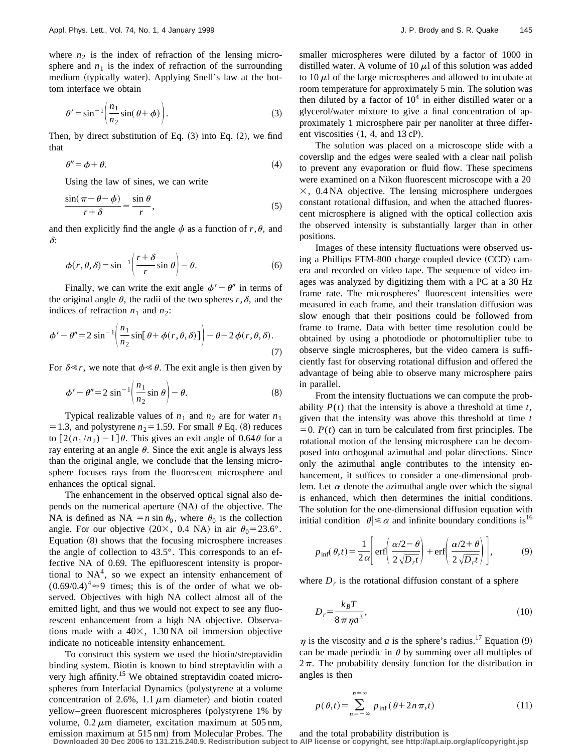where $n_2$ is the index of refraction of the lensing microsphere and $n_1$ is the index of refraction of the surrounding medium (typically water). Applying Snell's law at the bottom interface we obtain

$$\theta' = \sin^{-1}\left(\frac{n_1}{n_2}\sin(\theta+\phi)\right). \tag{3}$$

Then, by direct substitution of Eq. (3) into Eq. (2), we find that

$$\theta'' = \phi + \theta. \tag{4}$$

Using the law of sines, we can write

$$\frac{\sin(\pi-\theta-\phi)}{r+\delta} = \frac{\sin\theta}{r}, \tag{5}$$

and then explicitly find the angle $\phi$ as a function of $r, \theta$, and $\delta$:

$$\phi(r,\theta,\delta) = \sin^{-1}\left(\frac{r+\delta}{r}\sin\theta\right) - \theta. \tag{6}$$

Finally, we can write the exit angle $\phi' - \theta''$ in terms of the original angle $\theta$, the radii of the two spheres $r, \delta$, and the indices of refraction $n_1$ and $n_2$:

$$\phi' - \theta'' = 2\sin^{-1}\left(\frac{n_1}{n_2}\sin[\theta + \phi(r,\theta,\delta)]\right) - \theta - 2\phi(r,\theta,\delta). \tag{7}$$

For $\delta \ll r$, we note that $\phi \ll \theta$. The exit angle is then given by

$$\phi' - \theta'' = 2\sin^{-1}\left(\frac{n_1}{n_2}\sin\theta\right) - \theta. \tag{8}$$

Typical realizable values of $n_1$ and $n_2$ are for water $n_1 = 1.3$, and polystyrene $n_2 = 1.59$. For small $\theta$ Eq. (8) reduces to $[2(n_1/n_2) - 1]\theta$. This gives an exit angle of $0.64\theta$ for a ray entering at an angle $\theta$. Since the exit angle is always less than the original angle, we conclude that the lensing microsphere focuses rays from the fluorescent microsphere and enhances the optical signal.

The enhancement in the observed optical signal also depends on the numerical aperture (NA) of the objective. The NA is defined as $\text{NA} = n\sin\theta_0$, where $\theta_0$ is the collection angle. For our objective (20×, 0.4 NA) in air $\theta_0 = 23.6°$. Equation (8) shows that the focusing microsphere increases the angle of collection to 43.5°. This corresponds to an effective NA of 0.69. The epifluorescent intensity is proportional to $\text{NA}^4$, so we expect an intensity enhancement of $(0.69/0.4)^4 \approx 9$ times; this is of the order of what we observed. Objectives with high NA collect almost all of the emitted light, and thus we would not expect to see any fluorescent enhancement from a high NA objective. Observations made with a 40×, 1.30 NA oil immersion objective indicate no noticeable intensity enhancement.

To construct this system we used the biotin/streptavidin binding system. Biotin is known to bind streptavidin with a very high affinity.[15] We obtained streptavidin coated microspheres from Interfacial Dynamics (polystyrene at a volume concentration of 2.6%, 1.1 $\mu$m diameter) and biotin coated yellow–green fluorescent microspheres (polystyrene 1% by volume, 0.2 $\mu$m diameter, excitation maximum at 505 nm, emission maximum at 515 nm) from Molecular Probes. The smaller microspheres were diluted by a factor of 1000 in distilled water. A volume of 10 $\mu$l of this solution was added to 10 $\mu$l of the large microspheres and allowed to incubate at room temperature for approximately 5 min. The solution was then diluted by a factor of $10^4$ in either distilled water or a glycerol/water mixture to give a final concentration of approximately 1 microsphere pair per nanoliter at three different viscosities (1, 4, and 13 cP).

The solution was placed on a microscope slide with a coverslip and the edges were sealed with a clear nail polish to prevent any evaporation or fluid flow. These specimens were examined on a Nikon fluorescent microscope with a 20 ×, 0.4 NA objective. The lensing microsphere undergoes constant rotational diffusion, and when the attached fluorescent microsphere is aligned with the optical collection axis the observed intensity is substantially larger than in other positions.

Images of these intensity fluctuations were observed using a Phillips FTM-800 charge coupled device (CCD) camera and recorded on video tape. The sequence of video images was analyzed by digitizing them with a PC at a 30 Hz frame rate. The microspheres' fluorescent intensities were measured in each frame, and their translation diffusion was slow enough that their positions could be followed from frame to frame. Data with better time resolution could be obtained by using a photodiode or photomultiplier tube to observe single microspheres, but the video camera is sufficiently fast for observing rotational diffusion and offered the advantage of being able to observe many microsphere pairs in parallel.

From the intensity fluctuations we can compute the probability $P(t)$ that the intensity is above a threshold at time $t$, given that the intensity was above this threshold at time $t = 0$. $P(t)$ can in turn be calculated from first principles. The rotational motion of the lensing microsphere can be decomposed into orthogonal azimuthal and polar directions. Since only the azimuthal angle contributes to the intensity enhancement, it suffices to consider a one-dimensional problem. Let $\alpha$ denote the azimuthal angle over which the signal is enhanced, which then determines the initial conditions. The solution for the one-dimensional diffusion equation with initial condition $|\theta| \leq \alpha$ and infinite boundary conditions is[16]

$$p_{\text{inf}}(\theta,t) = \frac{1}{2\alpha}\left[\text{erf}\left(\frac{\alpha/2-\theta}{2\sqrt{D_r t}}\right) + \text{erf}\left(\frac{\alpha/2+\theta}{2\sqrt{D_r t}}\right)\right], \tag{9}$$

where $D_r$ is the rotational diffusion constant of a sphere

$$D_r = \frac{k_B T}{8\pi\eta a^3}, \tag{10}$$

$\eta$ is the viscosity and $a$ is the sphere's radius.[17] Equation (9) can be made periodic in $\theta$ by summing over all multiples of $2\pi$. The probability density function for the distribution in angles is then

$$p(\theta,t) = \sum_{n=-\infty}^{n=\infty} p_{\text{inf}}(\theta + 2n\pi, t) \tag{11}$$

and the total probability distribution is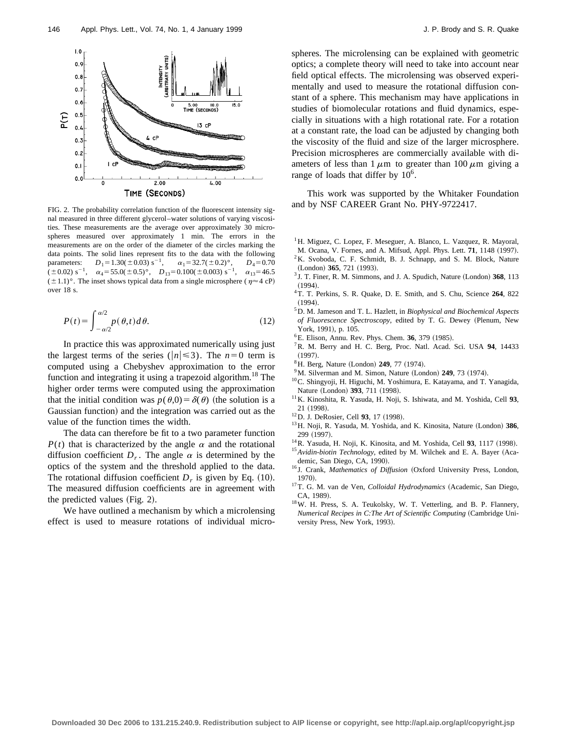1.0
0.9
0.8
0.7
0.6
0.5
0.4
0.3
0.2
0.1
0.0
P(T)
0
2.00
4.00
TIME (SECONDS)
13 cP
4 cP
1 cP
INTENSITY (ARBITRARY UNITS)
0
5.00
10.0
15.0
TIME (SECONDS)

FIG. 2. The probability correlation function of the fluorescent intensity signal measured in three different glycerol–water solutions of varying viscosities. These measurements are the average over approximately 30 microspheres measured over approximately 1 min. The errors in the measurements are on the order of the diameter of the circles marking the data points. The solid lines represent fits to the data with the following parameters: $D_1 = 1.30(\pm 0.03)\ \mathrm{s}^{-1}$, $\alpha_1 = 32.7(\pm 0.2)°$, $D_4 = 0.70(\pm 0.02)\ \mathrm{s}^{-1}$, $\alpha_4 = 55.0(\pm 0.5)°$, $D_{13} = 0.100(\pm 0.003)\ \mathrm{s}^{-1}$, $\alpha_{13} = 46.5(\pm 1.1)°$. The inset shows typical data from a single microsphere ($\eta \approx 4$ cP) over 18 s.

$$P(t) = \int_{-\alpha/2}^{\alpha/2} p(\theta,t)\,d\theta. \tag{12}$$

In practice this was approximated numerically using just the largest terms of the series ($|n| \leq 3$). The $n=0$ term is computed using a Chebyshev approximation to the error function and integrating it using a trapezoid algorithm.[18] The higher order terms were computed using the approximation that the initial condition was $p(\theta,0) = \delta(\theta)$ (the solution is a Gaussian function) and the integration was carried out as the value of the function times the width.

The data can therefore be fit to a two parameter function $P(t)$ that is characterized by the angle $\alpha$ and the rotational diffusion coefficient $D_r$. The angle $\alpha$ is determined by the optics of the system and the threshold applied to the data. The rotational diffusion coefficient $D_r$ is given by Eq. (10). The measured diffusion coefficients are in agreement with the predicted values (Fig. 2).

We have outlined a mechanism by which a microlensing effect is used to measure rotations of individual microspheres. The microlensing can be explained with geometric optics; a complete theory will need to take into account near field optical effects. The microlensing was observed experimentally and used to measure the rotational diffusion constant of a sphere. This mechanism may have applications in studies of biomolecular rotations and fluid dynamics, especially in situations with a high rotational rate. For a rotation at a constant rate, the load can be adjusted by changing both the viscosity of the fluid and size of the larger microsphere. Precision microspheres are commercially available with diameters of less than 1 $\mu$m to greater than 100 $\mu$m giving a range of loads that differ by $10^6$.

This work was supported by the Whitaker Foundation and by NSF CAREER Grant No. PHY-9722417.

[1] H. Miguez, C. Lopez, F. Meseguer, A. Blanco, L. Vazquez, R. Mayoral, M. Ocana, V. Fornes, and A. Mifsud, Appl. Phys. Lett. **71**, 1148 (1997).
[2] K. Svoboda, C. F. Schmidt, B. J. Schnapp, and S. M. Block, Nature (London) **365**, 721 (1993).
[3] J. T. Finer, R. M. Simmons, and J. A. Spudich, Nature (London) **368**, 113 (1994).
[4] T. T. Perkins, S. R. Quake, D. E. Smith, and S. Chu, Science **264**, 822 (1994).
[5] D. M. Jameson and T. L. Hazlett, in *Biophysical and Biochemical Aspects of Fluorescence Spectroscopy*, edited by T. G. Dewey (Plenum, New York, 1991), p. 105.
[6] E. Elison, Annu. Rev. Phys. Chem. **36**, 379 (1985).
[7] R. M. Berry and H. C. Berg, Proc. Natl. Acad. Sci. USA **94**, 14433 (1997).
[8] H. Berg, Nature (London) **249**, 77 (1974).
[9] M. Silverman and M. Simon, Nature (London) **249**, 73 (1974).
[10] C. Shingyoji, H. Higuchi, M. Yoshimura, E. Katayama, and T. Yanagida, Nature (London) **393**, 711 (1998).
[11] K. Kinoshita, R. Yasuda, H. Noji, S. Ishiwata, and M. Yoshida, Cell **93**, 21 (1998).
[12] D. J. DeRosier, Cell **93**, 17 (1998).
[13] H. Noji, R. Yasuda, M. Yoshida, and K. Kinosita, Nature (London) **386**, 299 (1997).
[14] R. Yasuda, H. Noji, K. Kinosita, and M. Yoshida, Cell **93**, 1117 (1998).
[15] *Avidin-biotin Technology*, edited by M. Wilchek and E. A. Bayer (Academic, San Diego, CA, 1990).
[16] J. Crank, *Mathematics of Diffusion* (Oxford University Press, London, 1970).
[17] T. G. M. van de Ven, *Colloidal Hydrodynamics* (Academic, San Diego, CA, 1989).
[18] W. H. Press, S. A. Teukolsky, W. T. Vetterling, and B. P. Flannery, *Numerical Recipes in C:The Art of Scientific Computing* (Cambridge University Press, New York, 1993).